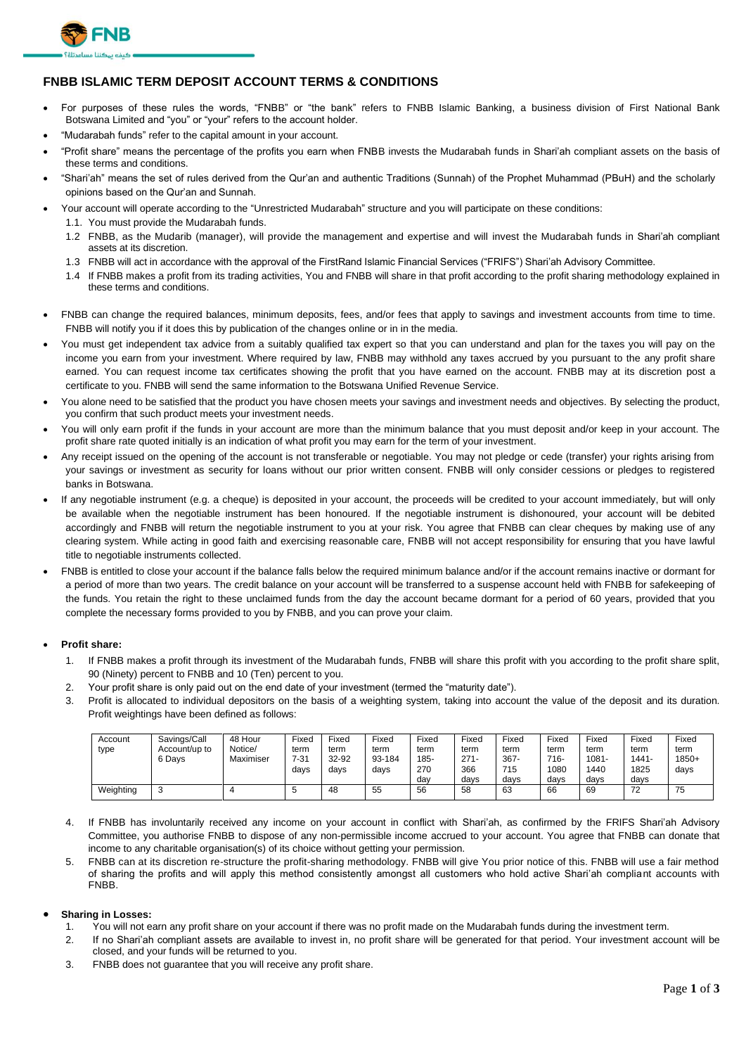# FNBB ISLAMIC TERM DEPOSIT ACCOUNT TERMS & CONDITIONS

- For purposes of these rules the words, "FNBB" or "the bank" refers to FNBB Islamic Banking, a business division of First National Bank Botswana Limited and "you" or "your" refers to the account holder.
- "Mudarabah funds" refer to the capital amount in your account.
- "Profit share" means the percentage of the profits you earn when FNBB invests the Mudarabah funds in Shari'ah compliant assets on the basis of these terms and conditions.
- "Shari'ah" means the set of rules derived from the Qur'an and authentic Traditions (Sunnah) of the Prophet Muhammad (PBuH) and the scholarly opinions based on the Qur'an and Sunnah.
- Your account will operate according to the "Unrestricted Mudarabah" structure and you will participate on these conditions:
  - 1.1. You must provide the Mudarabah funds.
  - 1.2 FNBB, as the Mudarib (manager), will provide the management and expertise and will invest the Mudarabah funds in Shari'ah compliant assets at its discretion.
  - 1.3 FNBB will act in accordance with the approval of the FirstRand Islamic Financial Services ("FRIFS") Shari'ah Advisory Committee.
  - 1.4 If FNBB makes a profit from its trading activities, You and FNBB will share in that profit according to the profit sharing methodology explained in these terms and conditions.
- FNBB can change the required balances, minimum deposits, fees, and/or fees that apply to savings and investment accounts from time to time. FNBB will notify you if it does this by publication of the changes online or in in the media.
- You must get independent tax advice from a suitably qualified tax expert so that you can understand and plan for the taxes you will pay on the income you earn from your investment. Where required by law, FNBB may withhold any taxes accrued by you pursuant to the any profit share earned. You can request income tax certificates showing the profit that you have earned on the account. FNBB may at its discretion post a certificate to you. FNBB will send the same information to the Botswana Unified Revenue Service.
- You alone need to be satisfied that the product you have chosen meets your savings and investment needs and objectives. By selecting the product, you confirm that such product meets your investment needs.
- You will only earn profit if the funds in your account are more than the minimum balance that you must deposit and/or keep in your account. The profit share rate quoted initially is an indication of what profit you may earn for the term of your investment.
- Any receipt issued on the opening of the account is not transferable or negotiable. You may not pledge or cede (transfer) your rights arising from your savings or investment as security for loans without our prior written consent. FNBB will only consider cessions or pledges to registered banks in Botswana.
- If any negotiable instrument (e.g. a cheque) is deposited in your account, the proceeds will be credited to your account immediately, but will only be available when the negotiable instrument has been honoured. If the negotiable instrument is dishonoured, your account will be debited accordingly and FNBB will return the negotiable instrument to you at your risk. You agree that FNBB can clear cheques by making use of any clearing system. While acting in good faith and exercising reasonable care, FNBB will not accept responsibility for ensuring that you have lawful title to negotiable instruments collected.
- FNBB is entitled to close your account if the balance falls below the required minimum balance and/or if the account remains inactive or dormant for a period of more than two years. The credit balance on your account will be transferred to a suspense account held with FNBB for safekeeping of the funds. You retain the right to these unclaimed funds from the day the account became dormant for a period of 60 years, provided that you complete the necessary forms provided to you by FNBB, and you can prove your claim.

- **Profit share:**
  1. If FNBB makes a profit through its investment of the Mudarabah funds, FNBB will share this profit with you according to the profit share split, 90 (Ninety) percent to FNBB and 10 (Ten) percent to you.
  2. Your profit share is only paid out on the end date of your investment (termed the "maturity date").
  3. Profit is allocated to individual depositors on the basis of a weighting system, taking into account the value of the deposit and its duration. Profit weightings have been defined as follows:

| Account type | Savings/Call Account/up to 6 Days | 48 Hour Notice/ Maximiser | Fixed term 7-31 days | Fixed term 32-92 days | Fixed term 93-184 days | Fixed term 185-270 day | Fixed term 271-366 days | Fixed term 367-715 days | Fixed term 716-1080 days | Fixed term 1081-1440 days | Fixed term 1441-1825 days | Fixed term 1850+ days |
|---|---|---|---|---|---|---|---|---|---|---|---|---|
| Weighting | 3 | 4 | 5 | 48 | 55 | 56 | 58 | 63 | 66 | 69 | 72 | 75 |

  4. If FNBB has involuntarily received any income on your account in conflict with Shari'ah, as confirmed by the FRIFS Shari'ah Advisory Committee, you authorise FNBB to dispose of any non-permissible income accrued to your account. You agree that FNBB can donate that income to any charitable organisation(s) of its choice without getting your permission.
  5. FNBB can at its discretion re-structure the profit-sharing methodology. FNBB will give You prior notice of this. FNBB will use a fair method of sharing the profits and will apply this method consistently amongst all customers who hold active Shari'ah compliant accounts with FNBB.

- **Sharing in Losses:**
  1. You will not earn any profit share on your account if there was no profit made on the Mudarabah funds during the investment term.
  2. If no Shari'ah compliant assets are available to invest in, no profit share will be generated for that period. Your investment account will be closed, and your funds will be returned to you.
  3. FNBB does not guarantee that you will receive any profit share.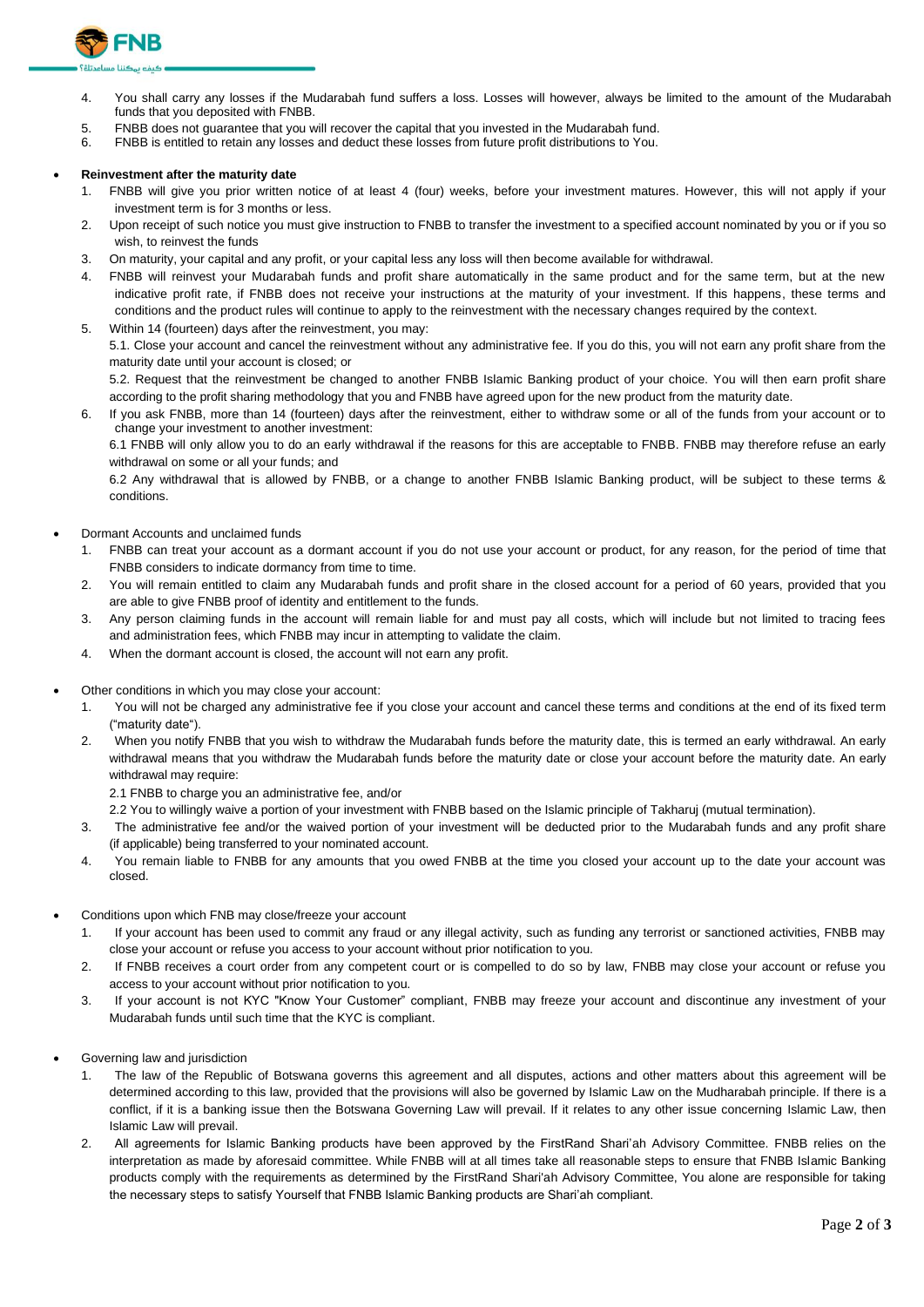4. You shall carry any losses if the Mudarabah fund suffers a loss. Losses will however, always be limited to the amount of the Mudarabah funds that you deposited with FNBB.
5. FNBB does not guarantee that you will recover the capital that you invested in the Mudarabah fund.
6. FNBB is entitled to retain any losses and deduct these losses from future profit distributions to You.

- **Reinvestment after the maturity date**
  1. FNBB will give you prior written notice of at least 4 (four) weeks, before your investment matures. However, this will not apply if your investment term is for 3 months or less.
  2. Upon receipt of such notice you must give instruction to FNBB to transfer the investment to a specified account nominated by you or if you so wish, to reinvest the funds
  3. On maturity, your capital and any profit, or your capital less any loss will then become available for withdrawal.
  4. FNBB will reinvest your Mudarabah funds and profit share automatically in the same product and for the same term, but at the new indicative profit rate, if FNBB does not receive your instructions at the maturity of your investment. If this happens, these terms and conditions and the product rules will continue to apply to the reinvestment with the necessary changes required by the context.
  5. Within 14 (fourteen) days after the reinvestment, you may:

     5.1. Close your account and cancel the reinvestment without any administrative fee. If you do this, you will not earn any profit share from the maturity date until your account is closed; or

     5.2. Request that the reinvestment be changed to another FNBB Islamic Banking product of your choice. You will then earn profit share according to the profit sharing methodology that you and FNBB have agreed upon for the new product from the maturity date.
  6. If you ask FNBB, more than 14 (fourteen) days after the reinvestment, either to withdraw some or all of the funds from your account or to change your investment to another investment:

     6.1 FNBB will only allow you to do an early withdrawal if the reasons for this are acceptable to FNBB. FNBB may therefore refuse an early withdrawal on some or all your funds; and

     6.2 Any withdrawal that is allowed by FNBB, or a change to another FNBB Islamic Banking product, will be subject to these terms & conditions.

- Dormant Accounts and unclaimed funds
  1. FNBB can treat your account as a dormant account if you do not use your account or product, for any reason, for the period of time that FNBB considers to indicate dormancy from time to time.
  2. You will remain entitled to claim any Mudarabah funds and profit share in the closed account for a period of 60 years, provided that you are able to give FNBB proof of identity and entitlement to the funds.
  3. Any person claiming funds in the account will remain liable for and must pay all costs, which will include but not limited to tracing fees and administration fees, which FNBB may incur in attempting to validate the claim.
  4. When the dormant account is closed, the account will not earn any profit.

- Other conditions in which you may close your account:
  1. You will not be charged any administrative fee if you close your account and cancel these terms and conditions at the end of its fixed term ("maturity date").
  2. When you notify FNBB that you wish to withdraw the Mudarabah funds before the maturity date, this is termed an early withdrawal. An early withdrawal means that you withdraw the Mudarabah funds before the maturity date or close your account before the maturity date. An early withdrawal may require:

     2.1 FNBB to charge you an administrative fee, and/or

     2.2 You to willingly waive a portion of your investment with FNBB based on the Islamic principle of Takharuj (mutual termination).
  3. The administrative fee and/or the waived portion of your investment will be deducted prior to the Mudarabah funds and any profit share (if applicable) being transferred to your nominated account.
  4. You remain liable to FNBB for any amounts that you owed FNBB at the time you closed your account up to the date your account was closed.

- Conditions upon which FNB may close/freeze your account
  1. If your account has been used to commit any fraud or any illegal activity, such as funding any terrorist or sanctioned activities, FNBB may close your account or refuse you access to your account without prior notification to you.
  2. If FNBB receives a court order from any competent court or is compelled to do so by law, FNBB may close your account or refuse you access to your account without prior notification to you.
  3. If your account is not KYC "Know Your Customer" compliant, FNBB may freeze your account and discontinue any investment of your Mudarabah funds until such time that the KYC is compliant.

- Governing law and jurisdiction
  1. The law of the Republic of Botswana governs this agreement and all disputes, actions and other matters about this agreement will be determined according to this law, provided that the provisions will also be governed by Islamic Law on the Mudharabah principle. If there is a conflict, if it is a banking issue then the Botswana Governing Law will prevail. If it relates to any other issue concerning Islamic Law, then Islamic Law will prevail.
  2. All agreements for Islamic Banking products have been approved by the FirstRand Shari'ah Advisory Committee. FNBB relies on the interpretation as made by aforesaid committee. While FNBB will at all times take all reasonable steps to ensure that FNBB Islamic Banking products comply with the requirements as determined by the FirstRand Shari'ah Advisory Committee, You alone are responsible for taking the necessary steps to satisfy Yourself that FNBB Islamic Banking products are Shari'ah compliant.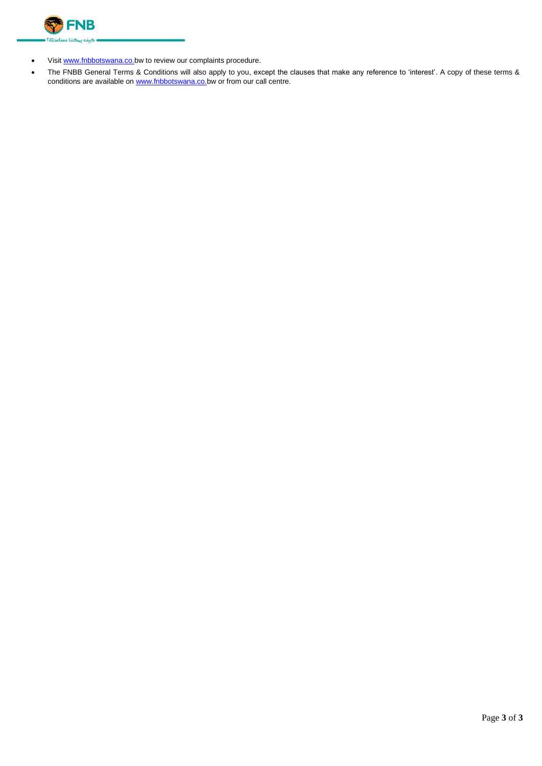- Visit www.fnbbotswana.co.bw to review our complaints procedure.
- The FNBB General Terms & Conditions will also apply to you, except the clauses that make any reference to 'interest'. A copy of these terms & conditions are available on www.fnbbotswana.co.bw or from our call centre.